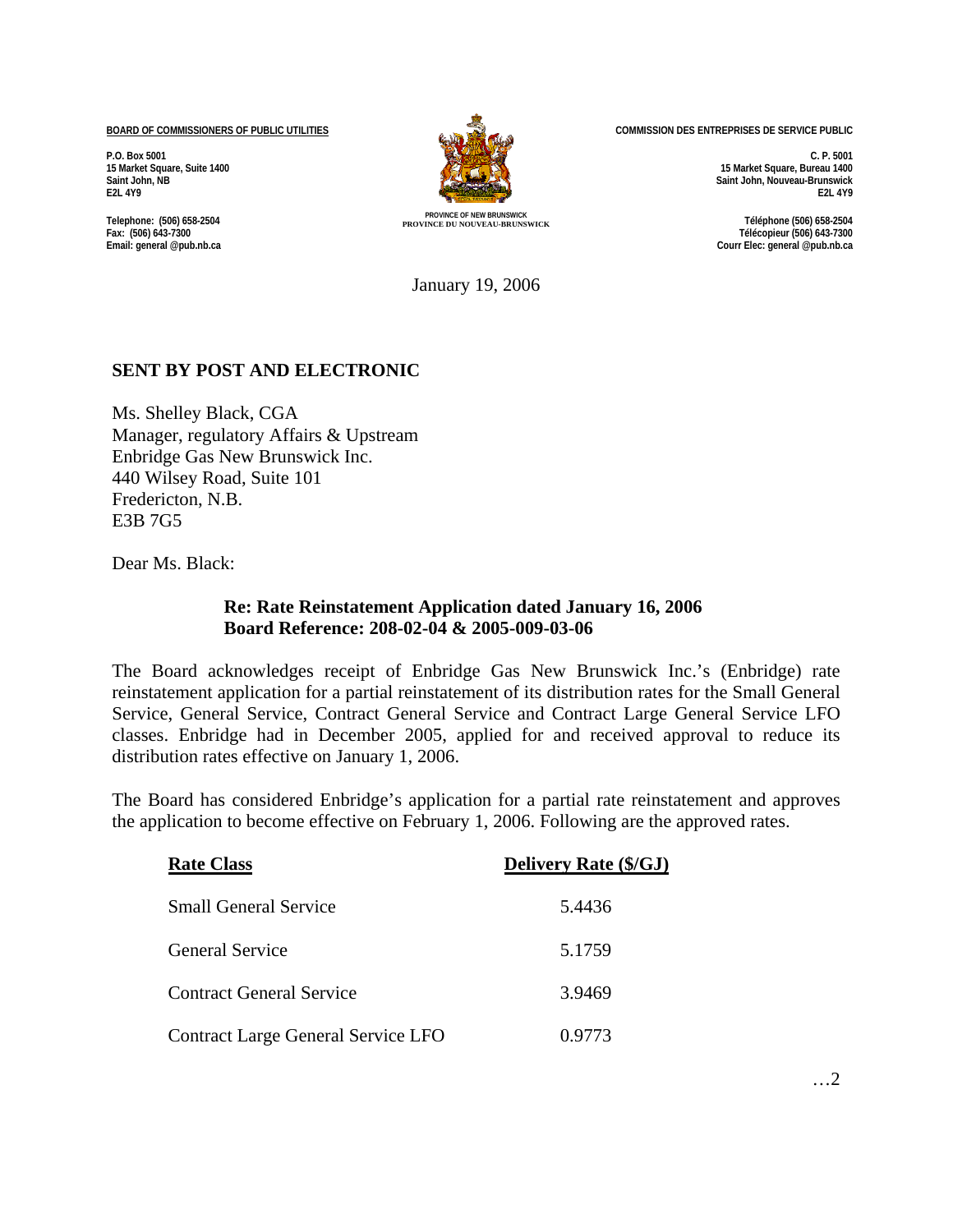**BOARD OF COMMISSIONERS OF PUBLIC UTILITIES**

P.O. Box 5001
15 Market Square, Suite 1400
Saint John, NB
E2L 4Y9

Telephone: (506) 658-2504
Fax: (506) 643-7300
Email: general @pub.nb.ca

PROVINCE OF NEW BRUNSWICK
PROVINCE DU NOUVEAU-BRUNSWICK

**COMMISSION DES ENTREPRISES DE SERVICE PUBLIC**

C. P. 5001
15 Market Square, Bureau 1400
Saint John, Nouveau-Brunswick
E2L 4Y9

Téléphone (506) 658-2504
Télécopieur (506) 643-7300
Courr Elec: general @pub.nb.ca

January 19, 2006

**SENT BY POST AND ELECTRONIC**

Ms. Shelley Black, CGA
Manager, regulatory Affairs & Upstream
Enbridge Gas New Brunswick Inc.
440 Wilsey Road, Suite 101
Fredericton, N.B.
E3B 7G5

Dear Ms. Black:

**Re: Rate Reinstatement Application dated January 16, 2006**
**Board Reference: 208-02-04 & 2005-009-03-06**

The Board acknowledges receipt of Enbridge Gas New Brunswick Inc.'s (Enbridge) rate reinstatement application for a partial reinstatement of its distribution rates for the Small General Service, General Service, Contract General Service and Contract Large General Service LFO classes. Enbridge had in December 2005, applied for and received approval to reduce its distribution rates effective on January 1, 2006.

The Board has considered Enbridge's application for a partial rate reinstatement and approves the application to become effective on February 1, 2006. Following are the approved rates.

| Rate Class | Delivery Rate ($/GJ) |
|---|---|
| Small General Service | 5.4436 |
| General Service | 5.1759 |
| Contract General Service | 3.9469 |
| Contract Large General Service LFO | 0.9773 |

…2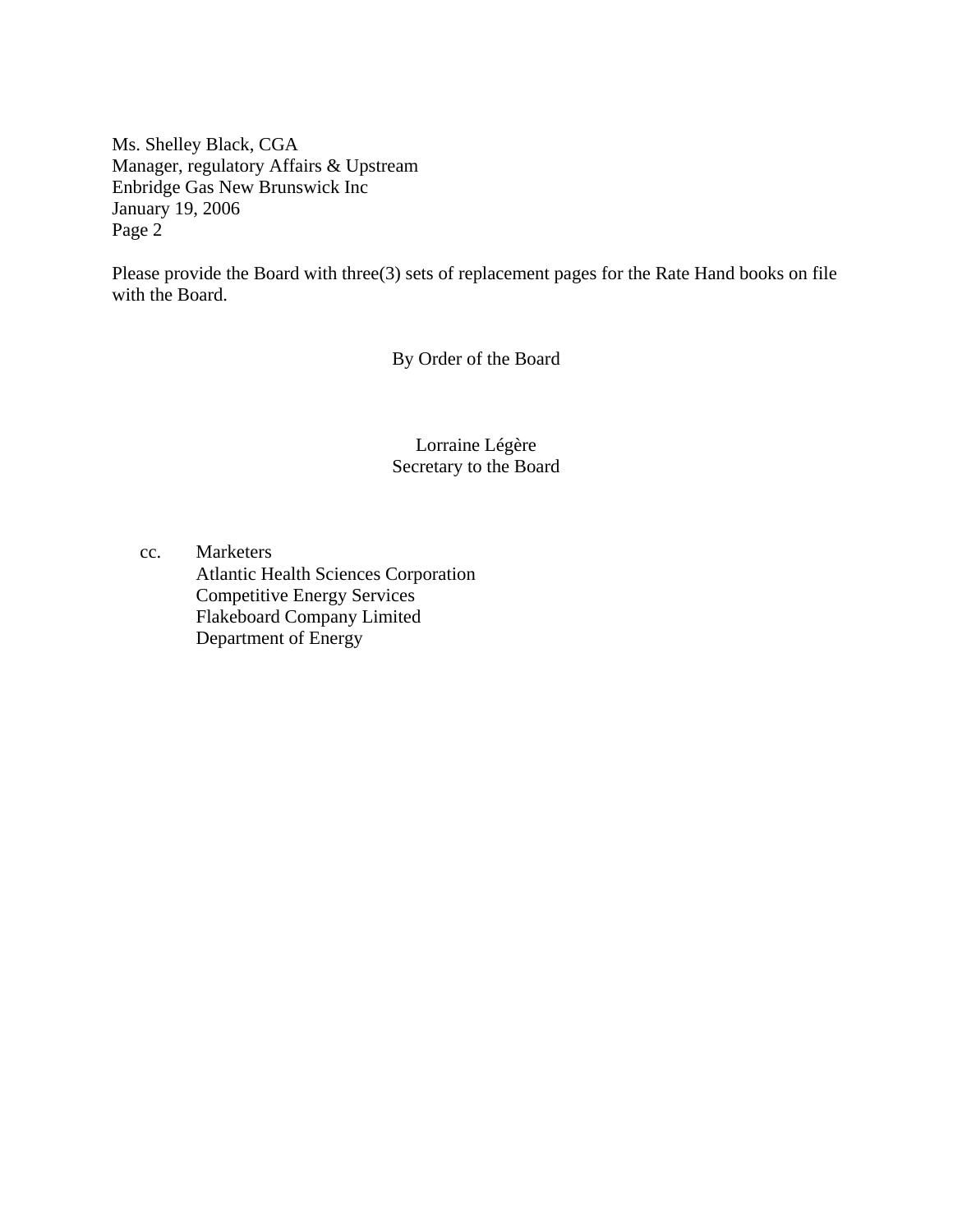Ms. Shelley Black, CGA
Manager, regulatory Affairs & Upstream
Enbridge Gas New Brunswick Inc
January 19, 2006
Page 2

Please provide the Board with three(3) sets of replacement pages for the Rate Hand books on file with the Board.

By Order of the Board

Lorraine Légère
Secretary to the Board

cc. Marketers
Atlantic Health Sciences Corporation
Competitive Energy Services
Flakeboard Company Limited
Department of Energy